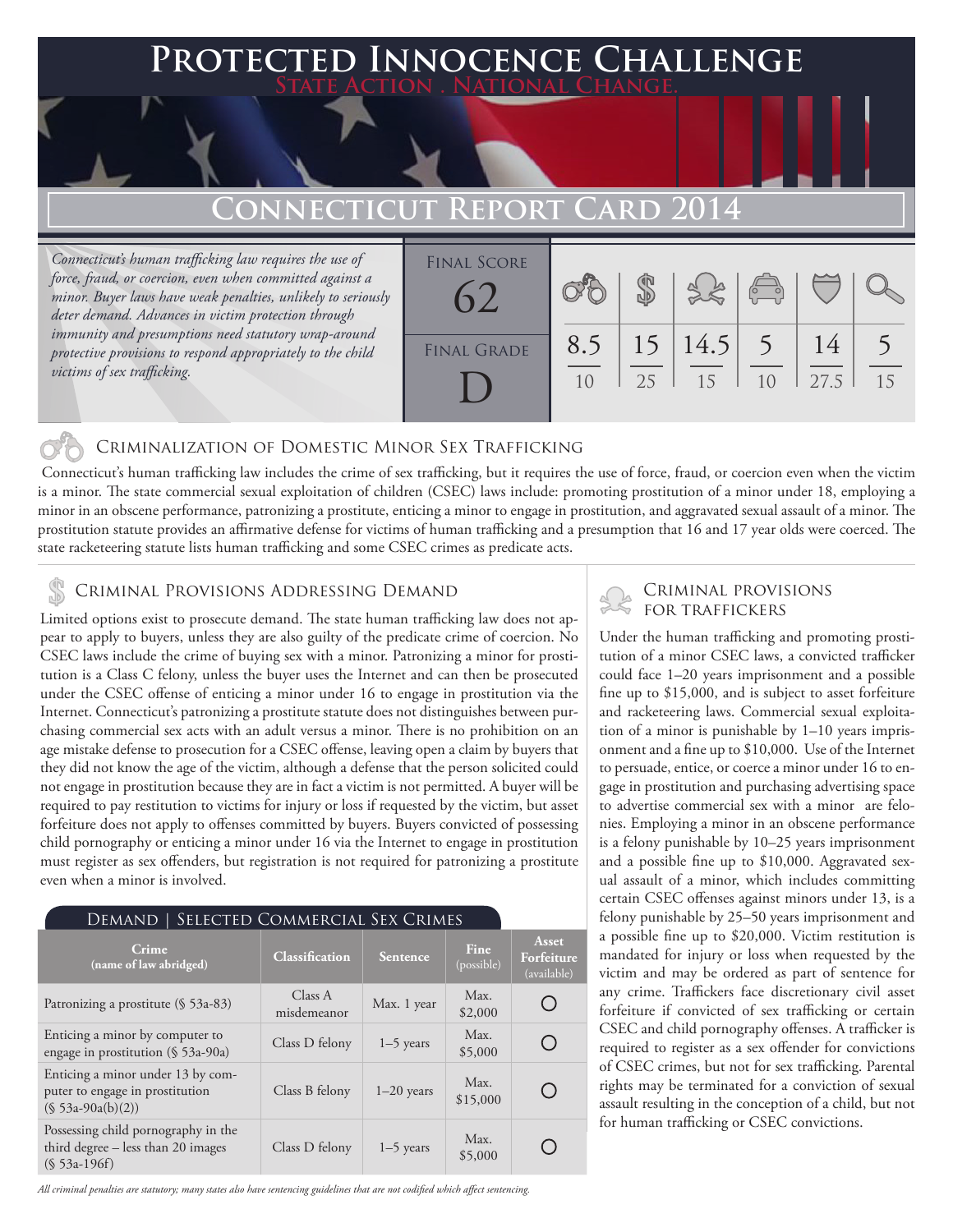# Protected Innocence Challenge

State Action . National Change.

## Connecticut Report Card 2014

*Connecticut's human trafficking law requires the use of force, fraud, or coercion, even when committed against a minor. Buyer laws have weak penalties, unlikely to seriously deter demand. Advances in victim protection through immunity and presumptions need statutory wrap-around protective provisions to respond appropriately to the child victims of sex trafficking.*

| Final Score | Final Grade |
|---|---|
| 62 | D |

| Criminalization of Domestic Minor Sex Trafficking | Criminal Provisions Addressing Demand | Criminal Provisions for Traffickers | Criminal Provisions for Facilitators | Protective Provisions for the Child Victims | Criminal Justice Tools for Investigation and Prosecution |
|---|---|---|---|---|---|
| 8.5/10 | 15/25 | 14.5/15 | 5/10 | 14/27.5 | 5/15 |

### Criminalization of Domestic Minor Sex Trafficking

Connecticut's human trafficking law includes the crime of sex trafficking, but it requires the use of force, fraud, or coercion even when the victim is a minor. The state commercial sexual exploitation of children (CSEC) laws include: promoting prostitution of a minor under 18, employing a minor in an obscene performance, patronizing a prostitute, enticing a minor to engage in prostitution, and aggravated sexual assault of a minor. The prostitution statute provides an affirmative defense for victims of human trafficking and a presumption that 16 and 17 year olds were coerced. The state racketeering statute lists human trafficking and some CSEC crimes as predicate acts.

### Criminal Provisions Addressing Demand

Limited options exist to prosecute demand. The state human trafficking law does not appear to apply to buyers, unless they are also guilty of the predicate crime of coercion. No CSEC laws include the crime of buying sex with a minor. Patronizing a minor for prostitution is a Class C felony, unless the buyer uses the Internet and can then be prosecuted under the CSEC offense of enticing a minor under 16 to engage in prostitution via the Internet. Connecticut's patronizing a prostitute statute does not distinguishes between purchasing commercial sex acts with an adult versus a minor. There is no prohibition on an age mistake defense to prosecution for a CSEC offense, leaving open a claim by buyers that they did not know the age of the victim, although a defense that the person solicited could not engage in prostitution because they are in fact a victim is not permitted. A buyer will be required to pay restitution to victims for injury or loss if requested by the victim, but asset forfeiture does not apply to offenses committed by buyers. Buyers convicted of possessing child pornography or enticing a minor under 16 via the Internet to engage in prostitution must register as sex offenders, but registration is not required for patronizing a prostitute even when a minor is involved.

#### Demand | Selected Commercial Sex Crimes

| Crime (name of law abridged) | Classification | Sentence | Fine (possible) | Asset Forfeiture (available) |
|---|---|---|---|---|
| Patronizing a prostitute (§ 53a-83) | Class A misdemeanor | Max. 1 year | Max. $2,000 | ○ |
| Enticing a minor by computer to engage in prostitution (§ 53a-90a) | Class D felony | 1–5 years | Max. $5,000 | ○ |
| Enticing a minor under 13 by computer to engage in prostitution (§ 53a-90a(b)(2)) | Class B felony | 1–20 years | Max. $15,000 | ○ |
| Possessing child pornography in the third degree – less than 20 images (§ 53a-196f) | Class D felony | 1–5 years | Max. $5,000 | ○ |

*All criminal penalties are statutory; many states also have sentencing guidelines that are not codified which affect sentencing.*

### Criminal Provisions for Traffickers

Under the human trafficking and promoting prostitution of a minor CSEC laws, a convicted trafficker could face 1–20 years imprisonment and a possible fine up to $15,000, and is subject to asset forfeiture and racketeering laws. Commercial sexual exploitation of a minor is punishable by 1–10 years imprisonment and a fine up to $10,000. Use of the Internet to persuade, entice, or coerce a minor under 16 to engage in prostitution and purchasing advertising space to advertise commercial sex with a minor are felonies. Employing a minor in an obscene performance is a felony punishable by 10–25 years imprisonment and a possible fine up to $10,000. Aggravated sexual assault of a minor, which includes committing certain CSEC offenses against minors under 13, is a felony punishable by 25–50 years imprisonment and a possible fine up to $20,000. Victim restitution is mandated for injury or loss when requested by the victim and may be ordered as part of sentence for any crime. Traffickers face discretionary civil asset forfeiture if convicted of sex trafficking or certain CSEC and child pornography offenses. A trafficker is required to register as a sex offender for convictions of CSEC crimes, but not for sex trafficking. Parental rights may be terminated for a conviction of sexual assault resulting in the conception of a child, but not for human trafficking or CSEC convictions.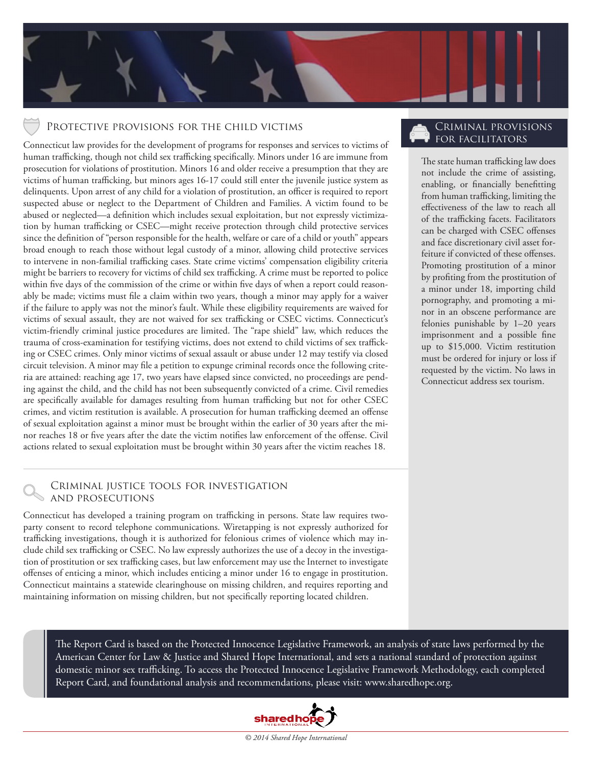## Protective provisions for the child victims

Connecticut law provides for the development of programs for responses and services to victims of human trafficking, though not child sex trafficking specifically. Minors under 16 are immune from prosecution for violations of prostitution. Minors 16 and older receive a presumption that they are victims of human trafficking, but minors ages 16-17 could still enter the juvenile justice system as delinquents. Upon arrest of any child for a violation of prostitution, an officer is required to report suspected abuse or neglect to the Department of Children and Families. A victim found to be abused or neglected—a definition which includes sexual exploitation, but not expressly victimization by human trafficking or CSEC—might receive protection through child protective services since the definition of "person responsible for the health, welfare or care of a child or youth" appears broad enough to reach those without legal custody of a minor, allowing child protective services to intervene in non-familial trafficking cases. State crime victims' compensation eligibility criteria might be barriers to recovery for victims of child sex trafficking. A crime must be reported to police within five days of the commission of the crime or within five days of when a report could reasonably be made; victims must file a claim within two years, though a minor may apply for a waiver if the failure to apply was not the minor's fault. While these eligibility requirements are waived for victims of sexual assault, they are not waived for sex trafficking or CSEC victims. Connecticut's victim-friendly criminal justice procedures are limited. The "rape shield" law, which reduces the trauma of cross-examination for testifying victims, does not extend to child victims of sex trafficking or CSEC crimes. Only minor victims of sexual assault or abuse under 12 may testify via closed circuit television. A minor may file a petition to expunge criminal records once the following criteria are attained: reaching age 17, two years have elapsed since convicted, no proceedings are pending against the child, and the child has not been subsequently convicted of a crime. Civil remedies are specifically available for damages resulting from human trafficking but not for other CSEC crimes, and victim restitution is available. A prosecution for human trafficking deemed an offense of sexual exploitation against a minor must be brought within the earlier of 30 years after the minor reaches 18 or five years after the date the victim notifies law enforcement of the offense. Civil actions related to sexual exploitation must be brought within 30 years after the victim reaches 18.

## Criminal justice tools for investigation and prosecutions

Connecticut has developed a training program on trafficking in persons. State law requires two-party consent to record telephone communications. Wiretapping is not expressly authorized for trafficking investigations, though it is authorized for felonious crimes of violence which may include child sex trafficking or CSEC. No law expressly authorizes the use of a decoy in the investigation of prostitution or sex trafficking cases, but law enforcement may use the Internet to investigate offenses of enticing a minor, which includes enticing a minor under 16 to engage in prostitution. Connecticut maintains a statewide clearinghouse on missing children, and requires reporting and maintaining information on missing children, but not specifically reporting located children.

## Criminal provisions for facilitators

The state human trafficking law does not include the crime of assisting, enabling, or financially benefitting from human trafficking, limiting the effectiveness of the law to reach all of the trafficking facets. Facilitators can be charged with CSEC offenses and face discretionary civil asset forfeiture if convicted of these offenses. Promoting prostitution of a minor by profiting from the prostitution of a minor under 18, importing child pornography, and promoting a minor in an obscene performance are felonies punishable by 1–20 years imprisonment and a possible fine up to $15,000. Victim restitution must be ordered for injury or loss if requested by the victim. No laws in Connecticut address sex tourism.

The Report Card is based on the Protected Innocence Legislative Framework, an analysis of state laws performed by the American Center for Law & Justice and Shared Hope International, and sets a national standard of protection against domestic minor sex trafficking. To access the Protected Innocence Legislative Framework Methodology, each completed Report Card, and foundational analysis and recommendations, please visit: www.sharedhope.org.

*© 2014 Shared Hope International*